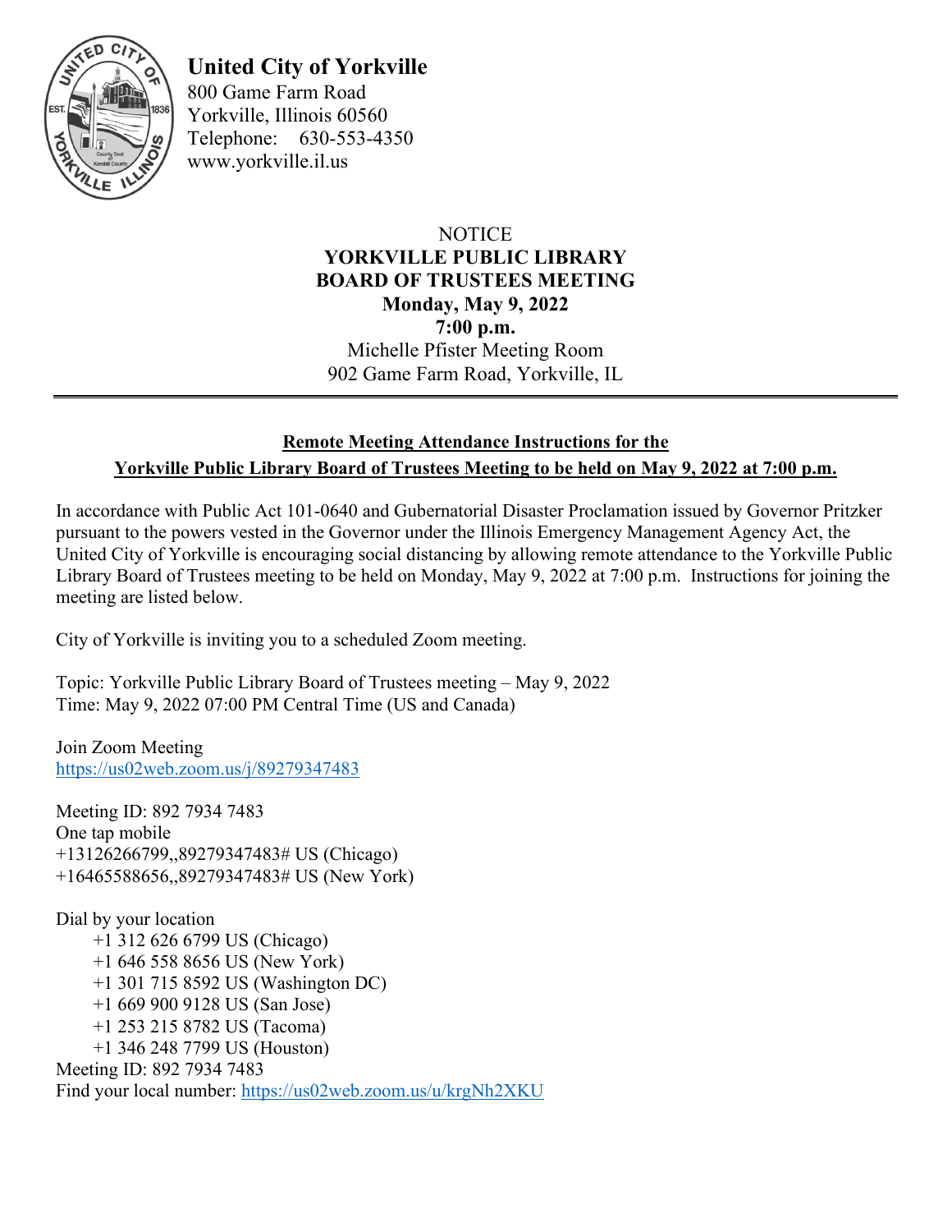**United City of Yorkville**
800 Game Farm Road
Yorkville, Illinois 60560
Telephone: 630-553-4350
www.yorkville.il.us

NOTICE
**YORKVILLE PUBLIC LIBRARY**
**BOARD OF TRUSTEES MEETING**
**Monday, May 9, 2022**
**7:00 p.m.**
Michelle Pfister Meeting Room
902 Game Farm Road, Yorkville, IL

---

## Remote Meeting Attendance Instructions for the Yorkville Public Library Board of Trustees Meeting to be held on May 9, 2022 at 7:00 p.m.

In accordance with Public Act 101-0640 and Gubernatorial Disaster Proclamation issued by Governor Pritzker pursuant to the powers vested in the Governor under the Illinois Emergency Management Agency Act, the United City of Yorkville is encouraging social distancing by allowing remote attendance to the Yorkville Public Library Board of Trustees meeting to be held on Monday, May 9, 2022 at 7:00 p.m. Instructions for joining the meeting are listed below.

City of Yorkville is inviting you to a scheduled Zoom meeting.

Topic: Yorkville Public Library Board of Trustees meeting – May 9, 2022
Time: May 9, 2022 07:00 PM Central Time (US and Canada)

Join Zoom Meeting
https://us02web.zoom.us/j/89279347483

Meeting ID: 892 7934 7483
One tap mobile
+13126266799,,89279347483# US (Chicago)
+16465588656,,89279347483# US (New York)

Dial by your location
+1 312 626 6799 US (Chicago)
+1 646 558 8656 US (New York)
+1 301 715 8592 US (Washington DC)
+1 669 900 9128 US (San Jose)
+1 253 215 8782 US (Tacoma)
+1 346 248 7799 US (Houston)
Meeting ID: 892 7934 7483
Find your local number: https://us02web.zoom.us/u/krgNh2XKU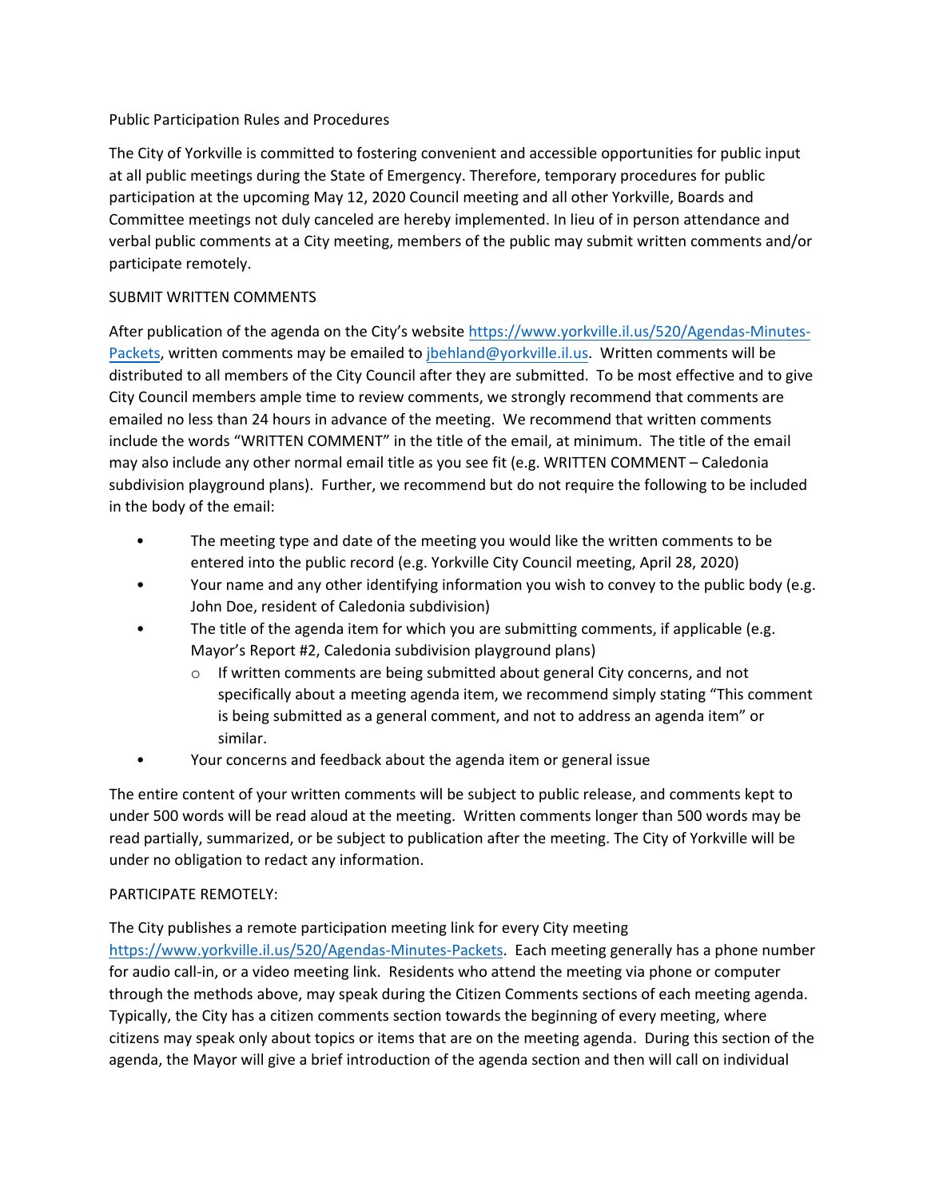Public Participation Rules and Procedures

The City of Yorkville is committed to fostering convenient and accessible opportunities for public input at all public meetings during the State of Emergency. Therefore, temporary procedures for public participation at the upcoming May 12, 2020 Council meeting and all other Yorkville, Boards and Committee meetings not duly canceled are hereby implemented. In lieu of in person attendance and verbal public comments at a City meeting, members of the public may submit written comments and/or participate remotely.

SUBMIT WRITTEN COMMENTS

After publication of the agenda on the City's website [https://www.yorkville.il.us/520/Agendas-Minutes-Packets](https://www.yorkville.il.us/520/Agendas-Minutes-Packets), written comments may be emailed to [jbehland@yorkville.il.us](mailto:jbehland@yorkville.il.us). Written comments will be distributed to all members of the City Council after they are submitted. To be most effective and to give City Council members ample time to review comments, we strongly recommend that comments are emailed no less than 24 hours in advance of the meeting. We recommend that written comments include the words "WRITTEN COMMENT" in the title of the email, at minimum. The title of the email may also include any other normal email title as you see fit (e.g. WRITTEN COMMENT – Caledonia subdivision playground plans). Further, we recommend but do not require the following to be included in the body of the email:

- The meeting type and date of the meeting you would like the written comments to be entered into the public record (e.g. Yorkville City Council meeting, April 28, 2020)
- Your name and any other identifying information you wish to convey to the public body (e.g. John Doe, resident of Caledonia subdivision)
- The title of the agenda item for which you are submitting comments, if applicable (e.g. Mayor's Report #2, Caledonia subdivision playground plans)
  - If written comments are being submitted about general City concerns, and not specifically about a meeting agenda item, we recommend simply stating "This comment is being submitted as a general comment, and not to address an agenda item" or similar.
- Your concerns and feedback about the agenda item or general issue

The entire content of your written comments will be subject to public release, and comments kept to under 500 words will be read aloud at the meeting. Written comments longer than 500 words may be read partially, summarized, or be subject to publication after the meeting. The City of Yorkville will be under no obligation to redact any information.

PARTICIPATE REMOTELY:

The City publishes a remote participation meeting link for every City meeting [https://www.yorkville.il.us/520/Agendas-Minutes-Packets](https://www.yorkville.il.us/520/Agendas-Minutes-Packets). Each meeting generally has a phone number for audio call-in, or a video meeting link. Residents who attend the meeting via phone or computer through the methods above, may speak during the Citizen Comments sections of each meeting agenda. Typically, the City has a citizen comments section towards the beginning of every meeting, where citizens may speak only about topics or items that are on the meeting agenda. During this section of the agenda, the Mayor will give a brief introduction of the agenda section and then will call on individual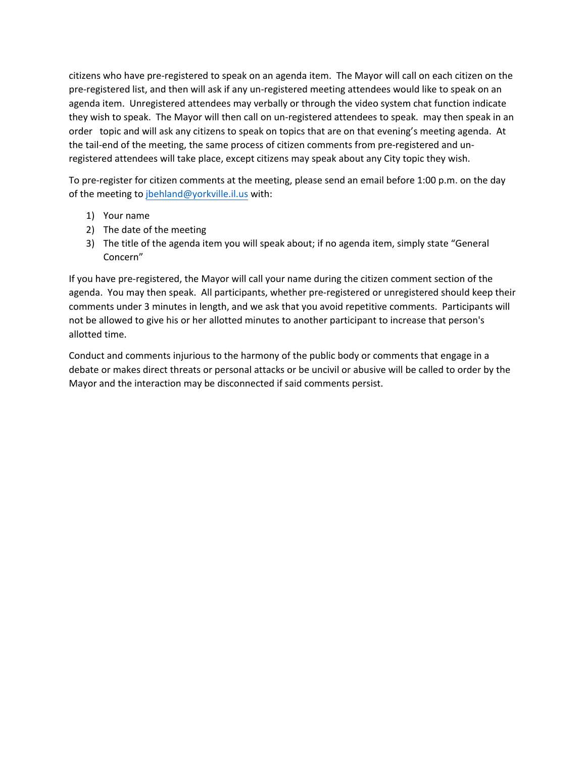citizens who have pre-registered to speak on an agenda item. The Mayor will call on each citizen on the pre-registered list, and then will ask if any un-registered meeting attendees would like to speak on an agenda item. Unregistered attendees may verbally or through the video system chat function indicate they wish to speak. The Mayor will then call on un-registered attendees to speak. may then speak in an order topic and will ask any citizens to speak on topics that are on that evening's meeting agenda. At the tail-end of the meeting, the same process of citizen comments from pre-registered and un-registered attendees will take place, except citizens may speak about any City topic they wish.

To pre-register for citizen comments at the meeting, please send an email before 1:00 p.m. on the day of the meeting to jbehland@yorkville.il.us with:

1) Your name
2) The date of the meeting
3) The title of the agenda item you will speak about; if no agenda item, simply state "General Concern"

If you have pre-registered, the Mayor will call your name during the citizen comment section of the agenda. You may then speak. All participants, whether pre-registered or unregistered should keep their comments under 3 minutes in length, and we ask that you avoid repetitive comments. Participants will not be allowed to give his or her allotted minutes to another participant to increase that person's allotted time.

Conduct and comments injurious to the harmony of the public body or comments that engage in a debate or makes direct threats or personal attacks or be uncivil or abusive will be called to order by the Mayor and the interaction may be disconnected if said comments persist.